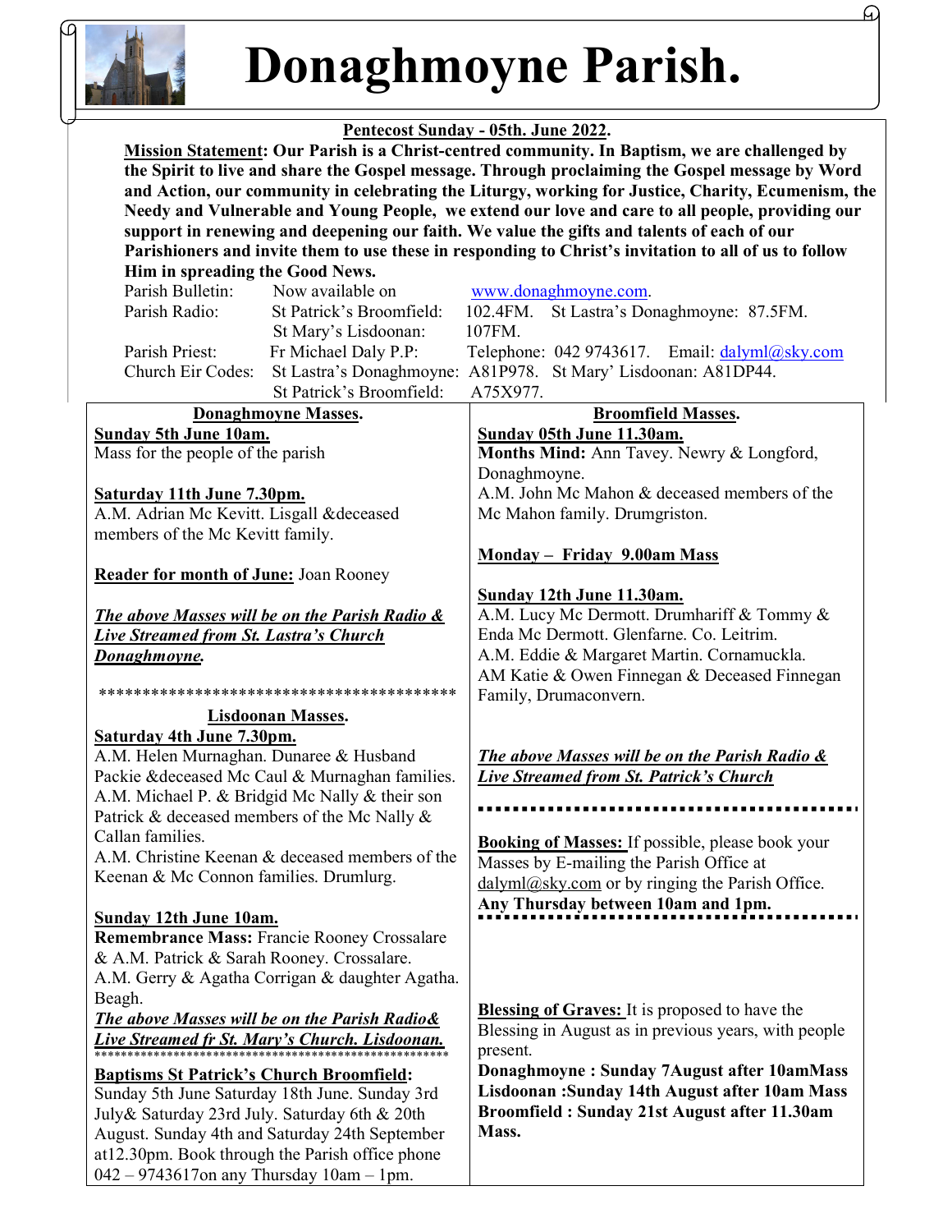# Donaghmoyne Parish.

**Pentecost Sunday - 05th. June 2022.**

**Mission Statement: Our Parish is a Christ-centred community. In Baptism, we are challenged by the Spirit to live and share the Gospel message. Through proclaiming the Gospel message by Word and Action, our community in celebrating the Liturgy, working for Justice, Charity, Ecumenism, the Needy and Vulnerable and Young People, we extend our love and care to all people, providing our support in renewing and deepening our faith. We value the gifts and talents of each of our Parishioners and invite them to use these in responding to Christ's invitation to all of us to follow Him in spreading the Good News.**

| | | |
|---|---|---|
| Parish Bulletin: | Now available on | www.donaghmoyne.com. |
| Parish Radio: | St Patrick's Broomfield: | 102.4FM. St Lastra's Donaghmoyne: 87.5FM. |
| | St Mary's Lisdoonan: | 107FM. |
| Parish Priest: | Fr Michael Daly P.P: | Telephone: 042 9743617. Email: dalyml@sky.com |
| Church Eir Codes: | St Lastra's Donaghmoyne: | A81P978. St Mary' Lisdoonan: A81DP44. |
| | St Patrick's Broomfield: | A75X977. |

**Donaghmoyne Masses.**

**Sunday 5th June 10am.**
Mass for the people of the parish

**Saturday 11th June 7.30pm.**
A.M. Adrian Mc Kevitt. Lisgall &deceased members of the Mc Kevitt family.

**Reader for month of June:** Joan Rooney

***The above Masses will be on the Parish Radio & Live Streamed from St. Lastra's Church Donaghmoyne.***

*****************************************

**Lisdoonan Masses.**

**Saturday 4th June 7.30pm.**
A.M. Helen Murnaghan. Dunaree & Husband Packie &deceased Mc Caul & Murnaghan families.
A.M. Michael P. & Bridgid Mc Nally & their son Patrick & deceased members of the Mc Nally & Callan families.
A.M. Christine Keenan & deceased members of the Keenan & Mc Connon families. Drumlurg.

**Sunday 12th June 10am.**
**Remembrance Mass:** Francie Rooney Crossalare & A.M. Patrick & Sarah Rooney. Crossalare.
A.M. Gerry & Agatha Corrigan & daughter Agatha. Beagh.

***The above Masses will be on the Parish Radio& Live Streamed fr St. Mary's Church. Lisdoonan.***

*****************************************************

**Baptisms St Patrick's Church Broomfield:**
Sunday 5th June Saturday 18th June. Sunday 3rd July& Saturday 23rd July. Saturday 6th & 20th August. Sunday 4th and Saturday 24th September at12.30pm. Book through the Parish office phone 042 – 9743617on any Thursday 10am – 1pm.

**Broomfield Masses.**

**Sunday 05th June 11.30am.**
**Months Mind:** Ann Tavey. Newry & Longford, Donaghmoyne.
A.M. John Mc Mahon & deceased members of the Mc Mahon family. Drumgriston.

**Monday – Friday 9.00am Mass**

**Sunday 12th June 11.30am.**
A.M. Lucy Mc Dermott. Drumhariff & Tommy & Enda Mc Dermott. Glenfarne. Co. Leitrim.
A.M. Eddie & Margaret Martin. Cornamuckla.
AM Katie & Owen Finnegan & Deceased Finnegan Family, Drumaconvern.

***The above Masses will be on the Parish Radio & Live Streamed from St. Patrick's Church***

**Booking of Masses:** If possible, please book your Masses by E-mailing the Parish Office at dalyml@sky.com or by ringing the Parish Office. **Any Thursday between 10am and 1pm.**

**Blessing of Graves:** It is proposed to have the Blessing in August as in previous years, with people present.
**Donaghmoyne : Sunday 7August after 10amMass**
**Lisdoonan :Sunday 14th August after 10am Mass**
**Broomfield : Sunday 21st August after 11.30am Mass.**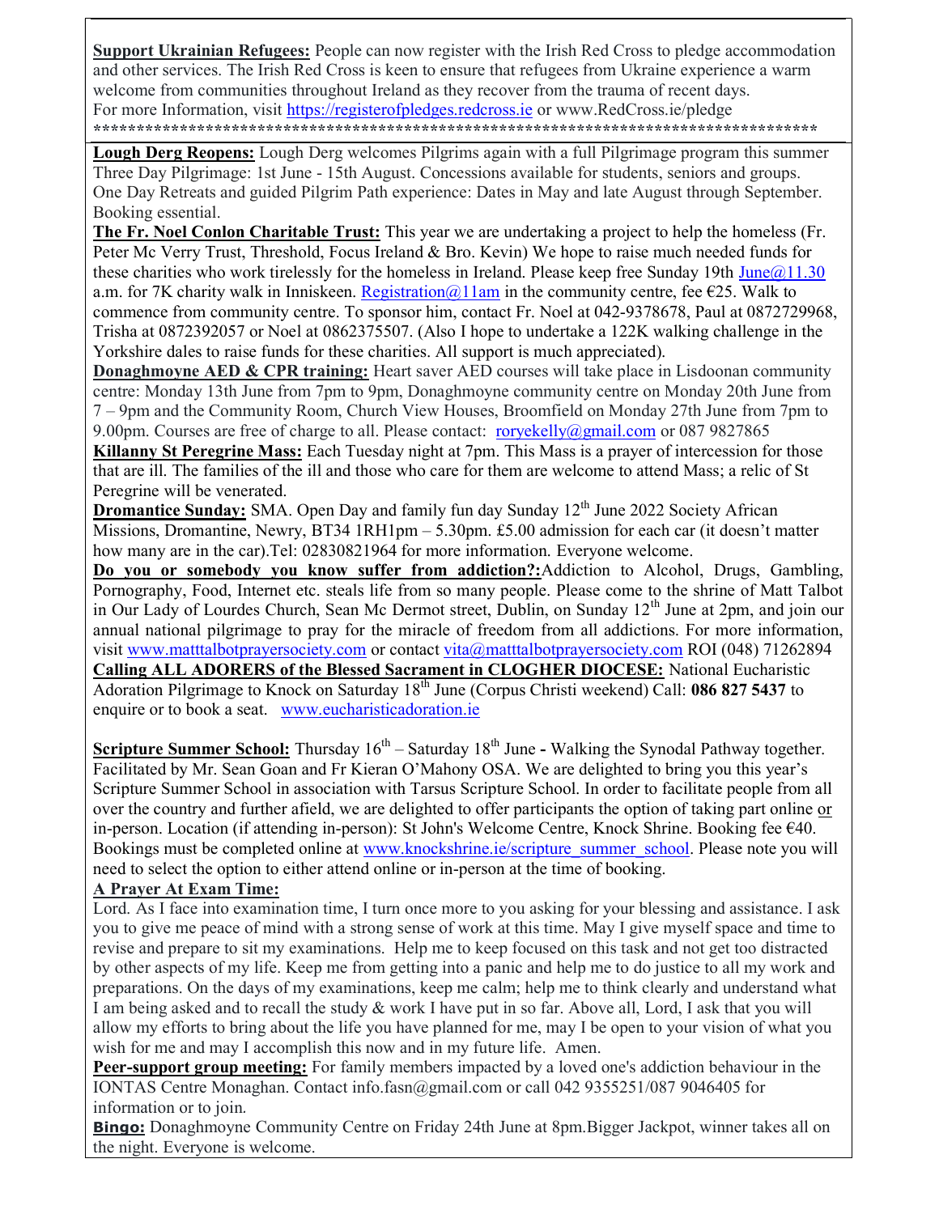**Support Ukrainian Refugees:** People can now register with the Irish Red Cross to pledge accommodation and other services. The Irish Red Cross is keen to ensure that refugees from Ukraine experience a warm welcome from communities throughout Ireland as they recover from the trauma of recent days. For more Information, visit https://registerofpledges.redcross.ie or www.RedCross.ie/pledge

**************************************************************************************

**Lough Derg Reopens:** Lough Derg welcomes Pilgrims again with a full Pilgrimage program this summer Three Day Pilgrimage: 1st June - 15th August. Concessions available for students, seniors and groups. One Day Retreats and guided Pilgrim Path experience: Dates in May and late August through September. Booking essential.

**The Fr. Noel Conlon Charitable Trust:** This year we are undertaking a project to help the homeless (Fr. Peter Mc Verry Trust, Threshold, Focus Ireland & Bro. Kevin) We hope to raise much needed funds for these charities who work tirelessly for the homeless in Ireland. Please keep free Sunday 19th June@11.30 a.m. for 7K charity walk in Inniskeen. Registration@11am in the community centre, fee €25. Walk to commence from community centre. To sponsor him, contact Fr. Noel at 042-9378678, Paul at 0872729968, Trisha at 0872392057 or Noel at 0862375507. (Also I hope to undertake a 122K walking challenge in the Yorkshire dales to raise funds for these charities. All support is much appreciated).

**Donaghmoyne AED & CPR training:** Heart saver AED courses will take place in Lisdoonan community centre: Monday 13th June from 7pm to 9pm, Donaghmoyne community centre on Monday 20th June from 7 – 9pm and the Community Room, Church View Houses, Broomfield on Monday 27th June from 7pm to 9.00pm. Courses are free of charge to all. Please contact: roryekelly@gmail.com or 087 9827865

**Killanny St Peregrine Mass:** Each Tuesday night at 7pm. This Mass is a prayer of intercession for those that are ill. The families of the ill and those who care for them are welcome to attend Mass; a relic of St Peregrine will be venerated.

**Dromantice Sunday:** SMA. Open Day and family fun day Sunday 12th June 2022 Society African Missions, Dromantine, Newry, BT34 1RH1pm – 5.30pm. £5.00 admission for each car (it doesn't matter how many are in the car).Tel: 02830821964 for more information. Everyone welcome.

**Do you or somebody you know suffer from addiction?:** Addiction to Alcohol, Drugs, Gambling, Pornography, Food, Internet etc. steals life from so many people. Please come to the shrine of Matt Talbot in Our Lady of Lourdes Church, Sean Mc Dermot street, Dublin, on Sunday 12th June at 2pm, and join our annual national pilgrimage to pray for the miracle of freedom from all addictions. For more information, visit www.matttalbotprayersociety.com or contact vita@matttalbotprayersociety.com ROI (048) 71262894

**Calling ALL ADORERS of the Blessed Sacrament in CLOGHER DIOCESE:** National Eucharistic Adoration Pilgrimage to Knock on Saturday 18th June (Corpus Christi weekend) Call: **086 827 5437** to enquire or to book a seat. www.eucharisticadoration.ie

**Scripture Summer School:** Thursday 16th – Saturday 18th June **-** Walking the Synodal Pathway together. Facilitated by Mr. Sean Goan and Fr Kieran O'Mahony OSA. We are delighted to bring you this year's Scripture Summer School in association with Tarsus Scripture School. In order to facilitate people from all over the country and further afield, we are delighted to offer participants the option of taking part online or in-person. Location (if attending in-person): St John's Welcome Centre, Knock Shrine. Booking fee €40. Bookings must be completed online at www.knockshrine.ie/scripture_summer_school. Please note you will need to select the option to either attend online or in-person at the time of booking.

**A Prayer At Exam Time:**

Lord. As I face into examination time, I turn once more to you asking for your blessing and assistance. I ask you to give me peace of mind with a strong sense of work at this time. May I give myself space and time to revise and prepare to sit my examinations. Help me to keep focused on this task and not get too distracted by other aspects of my life. Keep me from getting into a panic and help me to do justice to all my work and preparations. On the days of my examinations, keep me calm; help me to think clearly and understand what I am being asked and to recall the study & work I have put in so far. Above all, Lord, I ask that you will allow my efforts to bring about the life you have planned for me, may I be open to your vision of what you wish for me and may I accomplish this now and in my future life. Amen.

**Peer-support group meeting:** For family members impacted by a loved one's addiction behaviour in the IONTAS Centre Monaghan. Contact info.fasn@gmail.com or call 042 9355251/087 9046405 for information or to join.

**Bingo:** Donaghmoyne Community Centre on Friday 24th June at 8pm.Bigger Jackpot, winner takes all on the night. Everyone is welcome.